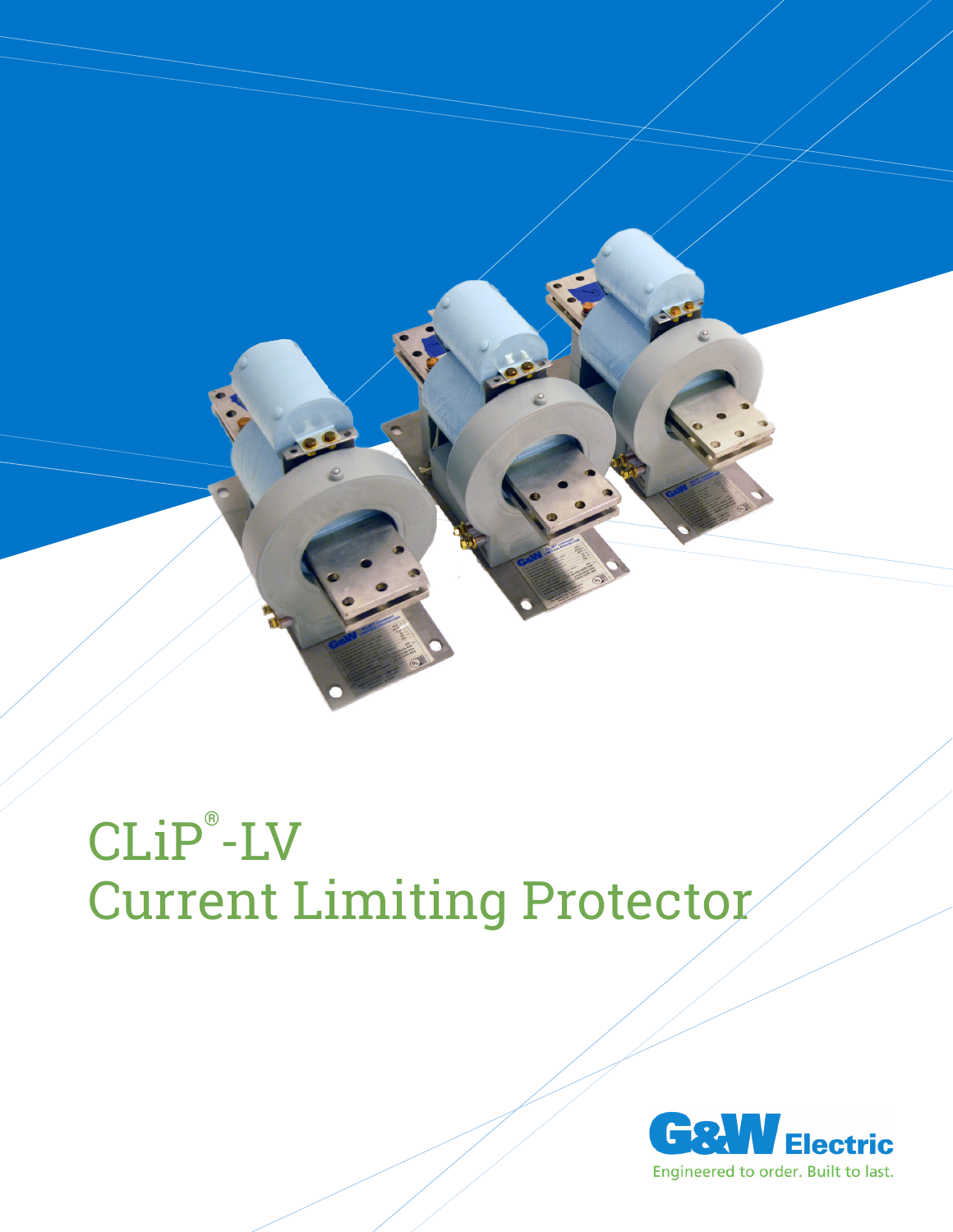# CLiP®-LV Current Limiting Protector

G&W Electric

Engineered to order. Built to last.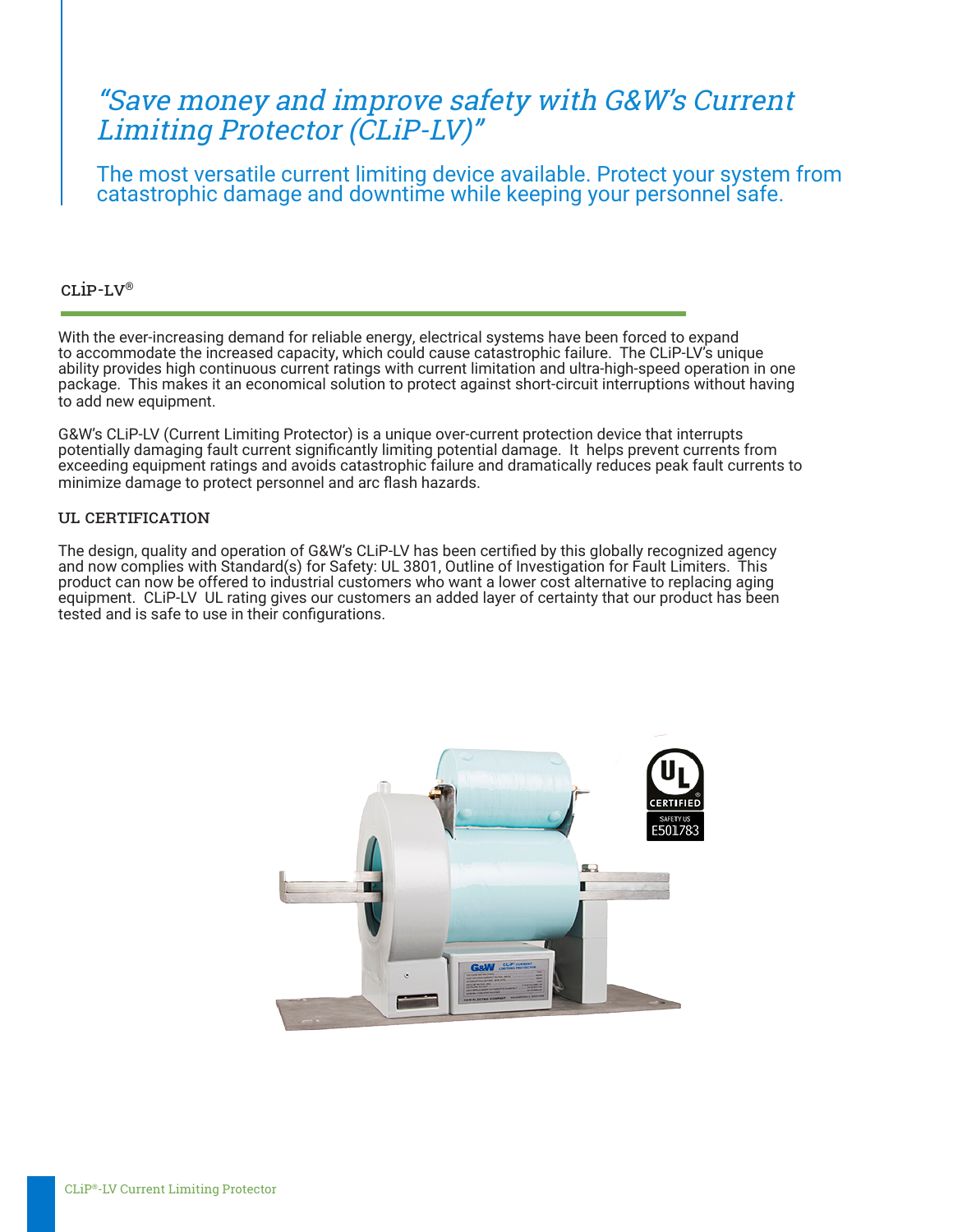*"Save money and improve safety with G&W's Current Limiting Protector (CLiP-LV)"*

The most versatile current limiting device available. Protect your system from catastrophic damage and downtime while keeping your personnel safe.

## CLiP-LV®

With the ever-increasing demand for reliable energy, electrical systems have been forced to expand to accommodate the increased capacity, which could cause catastrophic failure. The CLiP-LV's unique ability provides high continuous current ratings with current limitation and ultra-high-speed operation in one package. This makes it an economical solution to protect against short-circuit interruptions without having to add new equipment.

G&W's CLiP-LV (Current Limiting Protector) is a unique over-current protection device that interrupts potentially damaging fault current significantly limiting potential damage. It helps prevent currents from exceeding equipment ratings and avoids catastrophic failure and dramatically reduces peak fault currents to minimize damage to protect personnel and arc flash hazards.

### UL CERTIFICATION

The design, quality and operation of G&W's CLiP-LV has been certified by this globally recognized agency and now complies with Standard(s) for Safety: UL 3801, Outline of Investigation for Fault Limiters. This product can now be offered to industrial customers who want a lower cost alternative to replacing aging equipment. CLiP-LV UL rating gives our customers an added layer of certainty that our product has been tested and is safe to use in their configurations.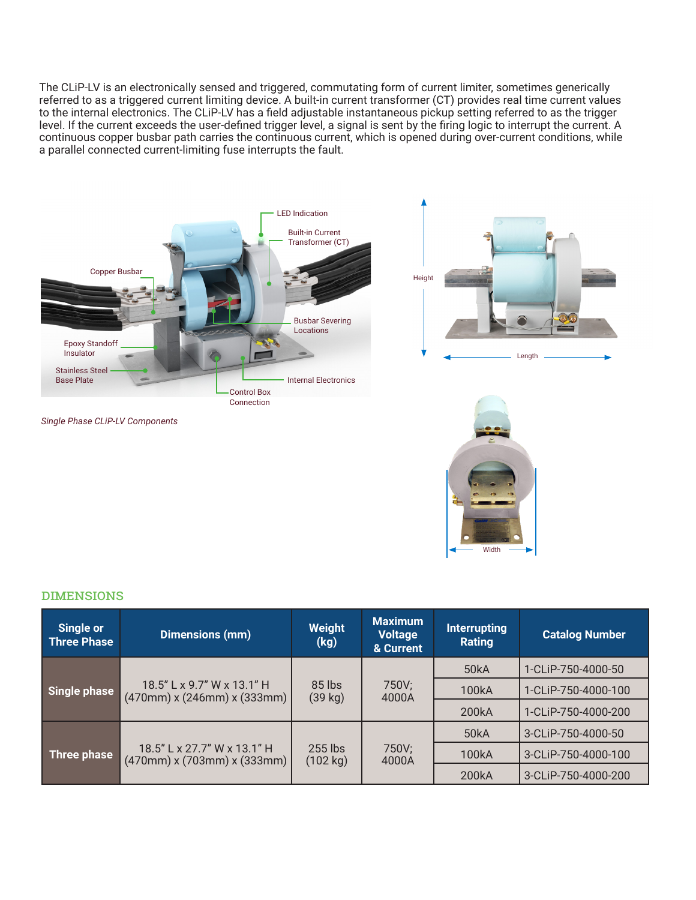The CLiP-LV is an electronically sensed and triggered, commutating form of current limiter, sometimes generically referred to as a triggered current limiting device. A built-in current transformer (CT) provides real time current values to the internal electronics. The CLiP-LV has a field adjustable instantaneous pickup setting referred to as the trigger level. If the current exceeds the user-defined trigger level, a signal is sent by the firing logic to interrupt the current. A continuous copper busbar path carries the continuous current, which is opened during over-current conditions, while a parallel connected current-limiting fuse interrupts the fault.

LED Indication

Built-in Current Transformer (CT)

Copper Busbar

Busbar Severing Locations

Epoxy Standoff Insulator

Stainless Steel Base Plate

Internal Electronics

Control Box Connection

*Single Phase CLiP-LV Components*

Height

Length

Width

## DIMENSIONS

| Single or Three Phase | Dimensions (mm) | Weight (kg) | Maximum Voltage & Current | Interrupting Rating | Catalog Number |
|---|---|---|---|---|---|
| Single phase | 18.5" L x 9.7" W x 13.1" H (470mm) x (246mm) x (333mm) | 85 lbs (39 kg) | 750V; 4000A | 50kA | 1-CLiP-750-4000-50 |
| | | | | 100kA | 1-CLiP-750-4000-100 |
| | | | | 200kA | 1-CLiP-750-4000-200 |
| Three phase | 18.5" L x 27.7" W x 13.1" H (470mm) x (703mm) x (333mm) | 255 lbs (102 kg) | 750V; 4000A | 50kA | 3-CLiP-750-4000-50 |
| | | | | 100kA | 3-CLiP-750-4000-100 |
| | | | | 200kA | 3-CLiP-750-4000-200 |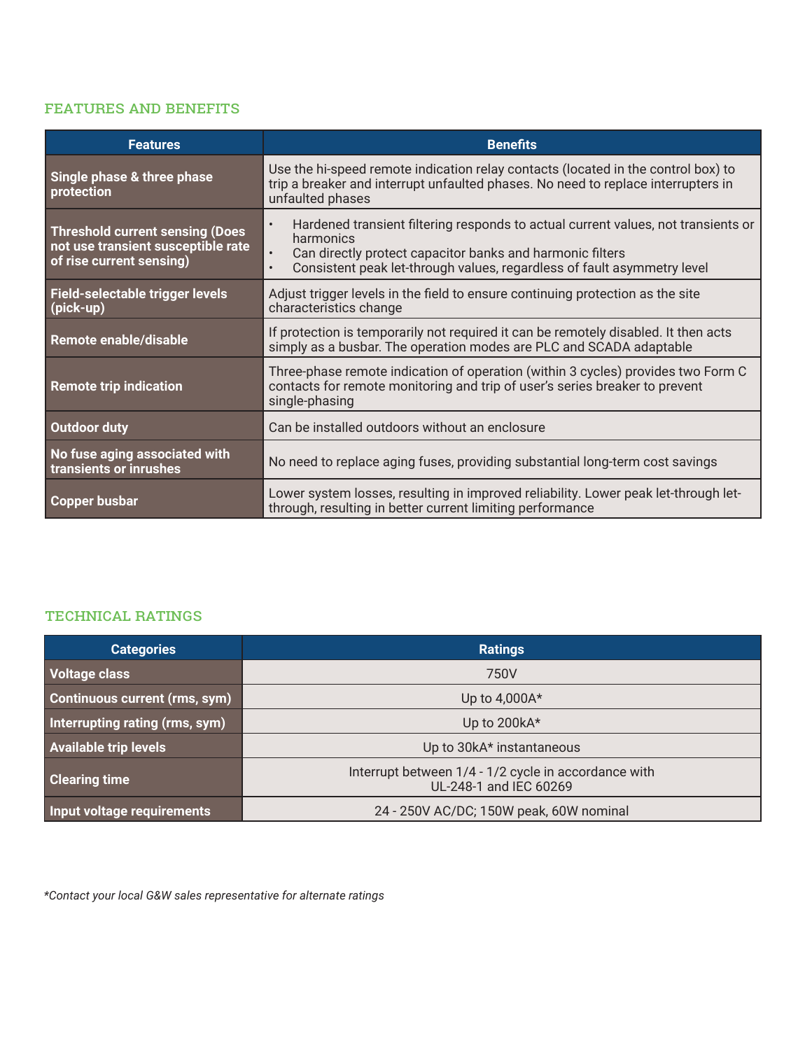## FEATURES AND BENEFITS

| Features | Benefits |
|---|---|
| **Single phase & three phase protection** | Use the hi-speed remote indication relay contacts (located in the control box) to trip a breaker and interrupt unfaulted phases. No need to replace interrupters in unfaulted phases |
| **Threshold current sensing (Does not use transient susceptible rate of rise current sensing)** | • Hardened transient filtering responds to actual current values, not transients or harmonics<br>• Can directly protect capacitor banks and harmonic filters<br>• Consistent peak let-through values, regardless of fault asymmetry level |
| **Field-selectable trigger levels (pick-up)** | Adjust trigger levels in the field to ensure continuing protection as the site characteristics change |
| **Remote enable/disable** | If protection is temporarily not required it can be remotely disabled. It then acts simply as a busbar. The operation modes are PLC and SCADA adaptable |
| **Remote trip indication** | Three-phase remote indication of operation (within 3 cycles) provides two Form C contacts for remote monitoring and trip of user's series breaker to prevent single-phasing |
| **Outdoor duty** | Can be installed outdoors without an enclosure |
| **No fuse aging associated with transients or inrushes** | No need to replace aging fuses, providing substantial long-term cost savings |
| **Copper busbar** | Lower system losses, resulting in improved reliability. Lower peak let-through let-through, resulting in better current limiting performance |

## TECHNICAL RATINGS

| Categories | Ratings |
|---|---|
| **Voltage class** | 750V |
| **Continuous current (rms, sym)** | Up to 4,000A* |
| **Interrupting rating (rms, sym)** | Up to 200kA* |
| **Available trip levels** | Up to 30kA* instantaneous |
| **Clearing time** | Interrupt between 1/4 - 1/2 cycle in accordance with UL-248-1 and IEC 60269 |
| **Input voltage requirements** | 24 - 250V AC/DC; 150W peak, 60W nominal |

*\*Contact your local G&W sales representative for alternate ratings*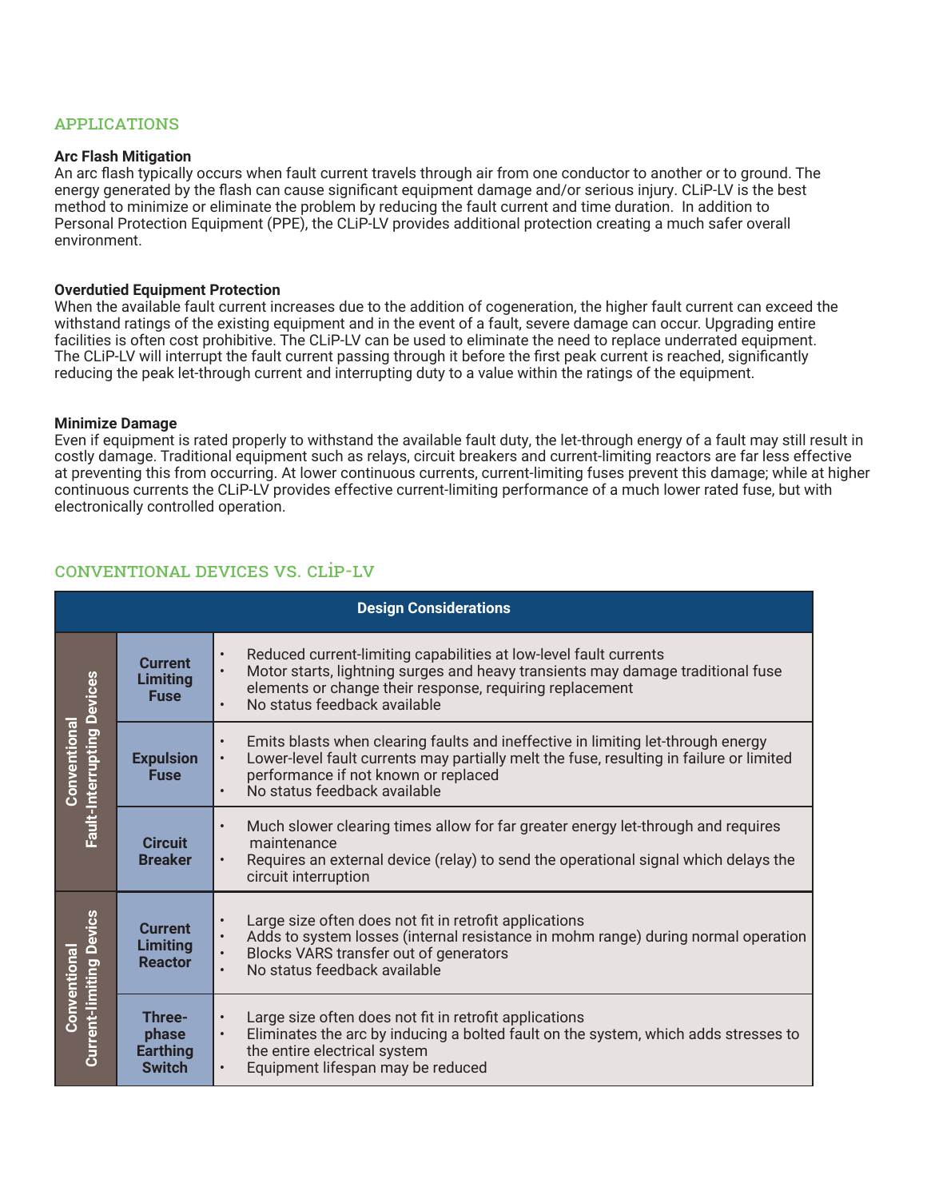## APPLICATIONS

**Arc Flash Mitigation**

An arc flash typically occurs when fault current travels through air from one conductor to another or to ground. The energy generated by the flash can cause significant equipment damage and/or serious injury. CLiP-LV is the best method to minimize or eliminate the problem by reducing the fault current and time duration. In addition to Personal Protection Equipment (PPE), the CLiP-LV provides additional protection creating a much safer overall environment.

**Overdutied Equipment Protection**

When the available fault current increases due to the addition of cogeneration, the higher fault current can exceed the withstand ratings of the existing equipment and in the event of a fault, severe damage can occur. Upgrading entire facilities is often cost prohibitive. The CLiP-LV can be used to eliminate the need to replace underrated equipment. The CLiP-LV will interrupt the fault current passing through it before the first peak current is reached, significantly reducing the peak let-through current and interrupting duty to a value within the ratings of the equipment.

**Minimize Damage**

Even if equipment is rated properly to withstand the available fault duty, the let-through energy of a fault may still result in costly damage. Traditional equipment such as relays, circuit breakers and current-limiting reactors are far less effective at preventing this from occurring. At lower continuous currents, current-limiting fuses prevent this damage; while at higher continuous currents the CLiP-LV provides effective current-limiting performance of a much lower rated fuse, but with electronically controlled operation.

## CONVENTIONAL DEVICES VS. CLiP-LV

| Design Considerations | | |
|---|---|---|
| Conventional Fault-Interrupting Devices | Current Limiting Fuse | • Reduced current-limiting capabilities at low-level fault currents<br>• Motor starts, lightning surges and heavy transients may damage traditional fuse elements or change their response, requiring replacement<br>• No status feedback available |
| | Expulsion Fuse | • Emits blasts when clearing faults and ineffective in limiting let-through energy<br>• Lower-level fault currents may partially melt the fuse, resulting in failure or limited performance if not known or replaced<br>• No status feedback available |
| | Circuit Breaker | • Much slower clearing times allow for far greater energy let-through and requires maintenance<br>• Requires an external device (relay) to send the operational signal which delays the circuit interruption |
| Conventional Current-limiting Devics | Current Limiting Reactor | • Large size often does not fit in retrofit applications<br>• Adds to system losses (internal resistance in mohm range) during normal operation<br>• Blocks VARS transfer out of generators<br>• No status feedback available |
| | Three-phase Earthing Switch | • Large size often does not fit in retrofit applications<br>• Eliminates the arc by inducing a bolted fault on the system, which adds stresses to the entire electrical system<br>• Equipment lifespan may be reduced |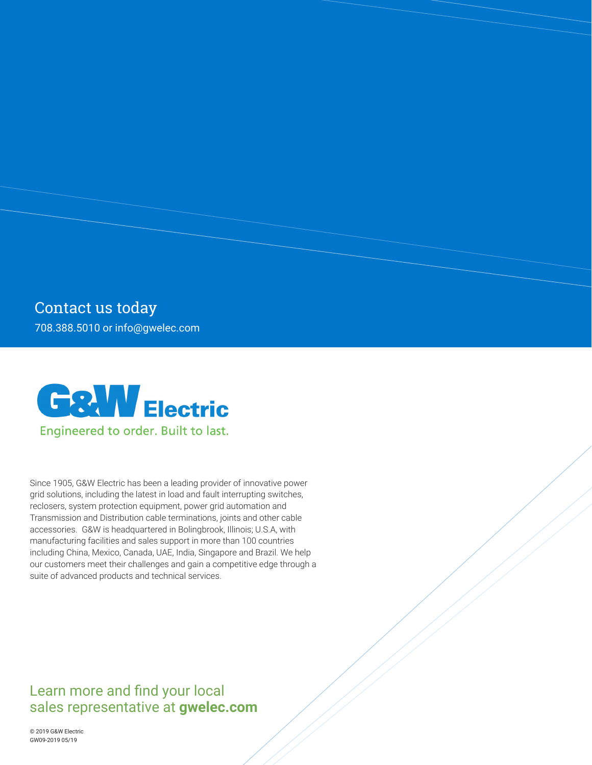## Contact us today

708.388.5010 or info@gwelec.com

G&W Electric

Engineered to order. Built to last.

Since 1905, G&W Electric has been a leading provider of innovative power grid solutions, including the latest in load and fault interrupting switches, reclosers, system protection equipment, power grid automation and Transmission and Distribution cable terminations, joints and other cable accessories.  G&W is headquartered in Bolingbrook, Illinois; U.S.A, with manufacturing facilities and sales support in more than 100 countries including China, Mexico, Canada, UAE, India, Singapore and Brazil. We help our customers meet their challenges and gain a competitive edge through a suite of advanced products and technical services.

Learn more and find your local sales representative at **gwelec.com**

© 2019 G&W Electric
GW09-2019 05/19